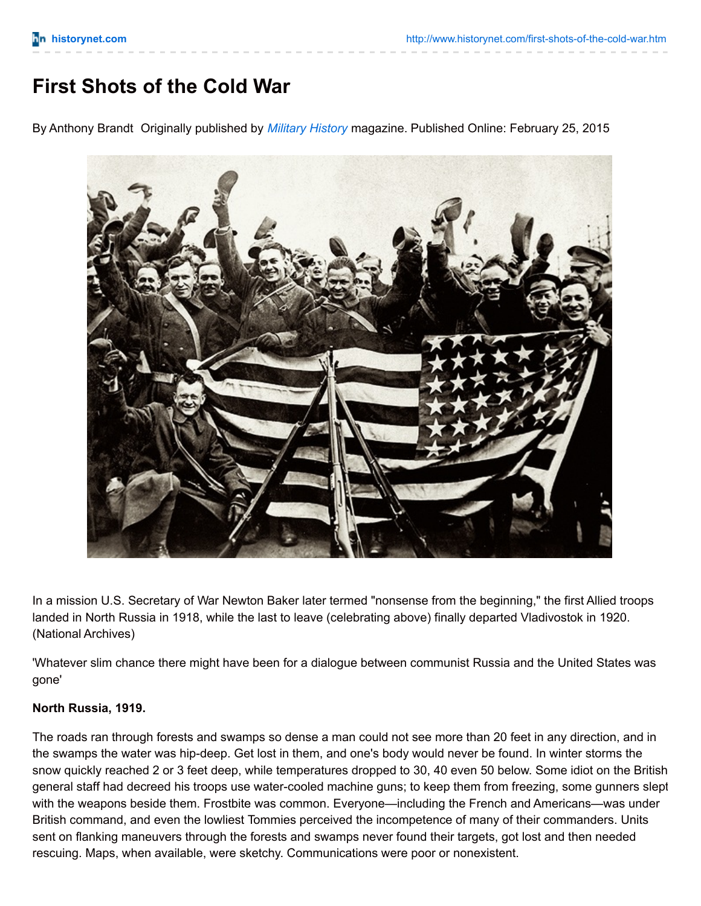# First Shots of the Cold War

By Anthony Brandt Originally published by *Military History* magazine. Published Online: February 25, 2015

In a mission U.S. Secretary of War Newton Baker later termed "nonsense from the beginning," the first Allied troops landed in North Russia in 1918, while the last to leave (celebrating above) finally departed Vladivostok in 1920. (National Archives)

'Whatever slim chance there might have been for a dialogue between communist Russia and the United States was gone'

**North Russia, 1919.**

The roads ran through forests and swamps so dense a man could not see more than 20 feet in any direction, and in the swamps the water was hip-deep. Get lost in them, and one's body would never be found. In winter storms the snow quickly reached 2 or 3 feet deep, while temperatures dropped to 30, 40 even 50 below. Some idiot on the British general staff had decreed his troops use water-cooled machine guns; to keep them from freezing, some gunners slept with the weapons beside them. Frostbite was common. Everyone—including the French and Americans—was under British command, and even the lowliest Tommies perceived the incompetence of many of their commanders. Units sent on flanking maneuvers through the forests and swamps never found their targets, got lost and then needed rescuing. Maps, when available, were sketchy. Communications were poor or nonexistent.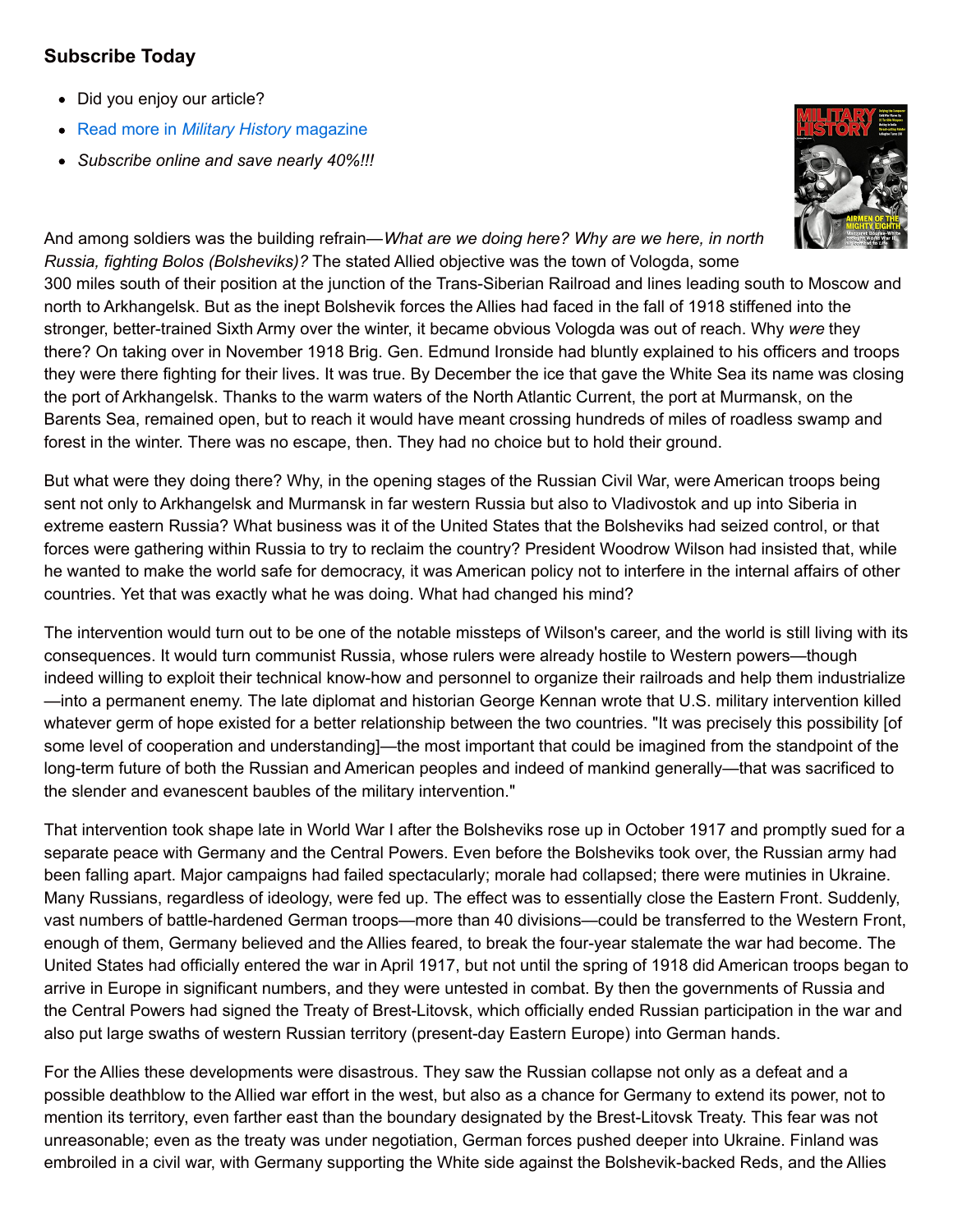### Subscribe Today

- Did you enjoy our article?
- Read more in *Military History* magazine
- *Subscribe online and save nearly 40%!!!*

And among soldiers was the building refrain—*What are we doing here? Why are we here, in north Russia, fighting Bolos (Bolsheviks)?* The stated Allied objective was the town of Vologda, some 300 miles south of their position at the junction of the Trans-Siberian Railroad and lines leading south to Moscow and north to Arkhangelsk. But as the inept Bolshevik forces the Allies had faced in the fall of 1918 stiffened into the stronger, better-trained Sixth Army over the winter, it became obvious Vologda was out of reach. Why *were* they there? On taking over in November 1918 Brig. Gen. Edmund Ironside had bluntly explained to his officers and troops they were there fighting for their lives. It was true. By December the ice that gave the White Sea its name was closing the port of Arkhangelsk. Thanks to the warm waters of the North Atlantic Current, the port at Murmansk, on the Barents Sea, remained open, but to reach it would have meant crossing hundreds of miles of roadless swamp and forest in the winter. There was no escape, then. They had no choice but to hold their ground.

But what were they doing there? Why, in the opening stages of the Russian Civil War, were American troops being sent not only to Arkhangelsk and Murmansk in far western Russia but also to Vladivostok and up into Siberia in extreme eastern Russia? What business was it of the United States that the Bolsheviks had seized control, or that forces were gathering within Russia to try to reclaim the country? President Woodrow Wilson had insisted that, while he wanted to make the world safe for democracy, it was American policy not to interfere in the internal affairs of other countries. Yet that was exactly what he was doing. What had changed his mind?

The intervention would turn out to be one of the notable missteps of Wilson's career, and the world is still living with its consequences. It would turn communist Russia, whose rulers were already hostile to Western powers—though indeed willing to exploit their technical know-how and personnel to organize their railroads and help them industrialize—into a permanent enemy. The late diplomat and historian George Kennan wrote that U.S. military intervention killed whatever germ of hope existed for a better relationship between the two countries. "It was precisely this possibility [of some level of cooperation and understanding]—the most important that could be imagined from the standpoint of the long-term future of both the Russian and American peoples and indeed of mankind generally—that was sacrificed to the slender and evanescent baubles of the military intervention."

That intervention took shape late in World War I after the Bolsheviks rose up in October 1917 and promptly sued for a separate peace with Germany and the Central Powers. Even before the Bolsheviks took over, the Russian army had been falling apart. Major campaigns had failed spectacularly; morale had collapsed; there were mutinies in Ukraine. Many Russians, regardless of ideology, were fed up. The effect was to essentially close the Eastern Front. Suddenly, vast numbers of battle-hardened German troops—more than 40 divisions—could be transferred to the Western Front, enough of them, Germany believed and the Allies feared, to break the four-year stalemate the war had become. The United States had officially entered the war in April 1917, but not until the spring of 1918 did American troops began to arrive in Europe in significant numbers, and they were untested in combat. By then the governments of Russia and the Central Powers had signed the Treaty of Brest-Litovsk, which officially ended Russian participation in the war and also put large swaths of western Russian territory (present-day Eastern Europe) into German hands.

For the Allies these developments were disastrous. They saw the Russian collapse not only as a defeat and a possible deathblow to the Allied war effort in the west, but also as a chance for Germany to extend its power, not to mention its territory, even farther east than the boundary designated by the Brest-Litovsk Treaty. This fear was not unreasonable; even as the treaty was under negotiation, German forces pushed deeper into Ukraine. Finland was embroiled in a civil war, with Germany supporting the White side against the Bolshevik-backed Reds, and the Allies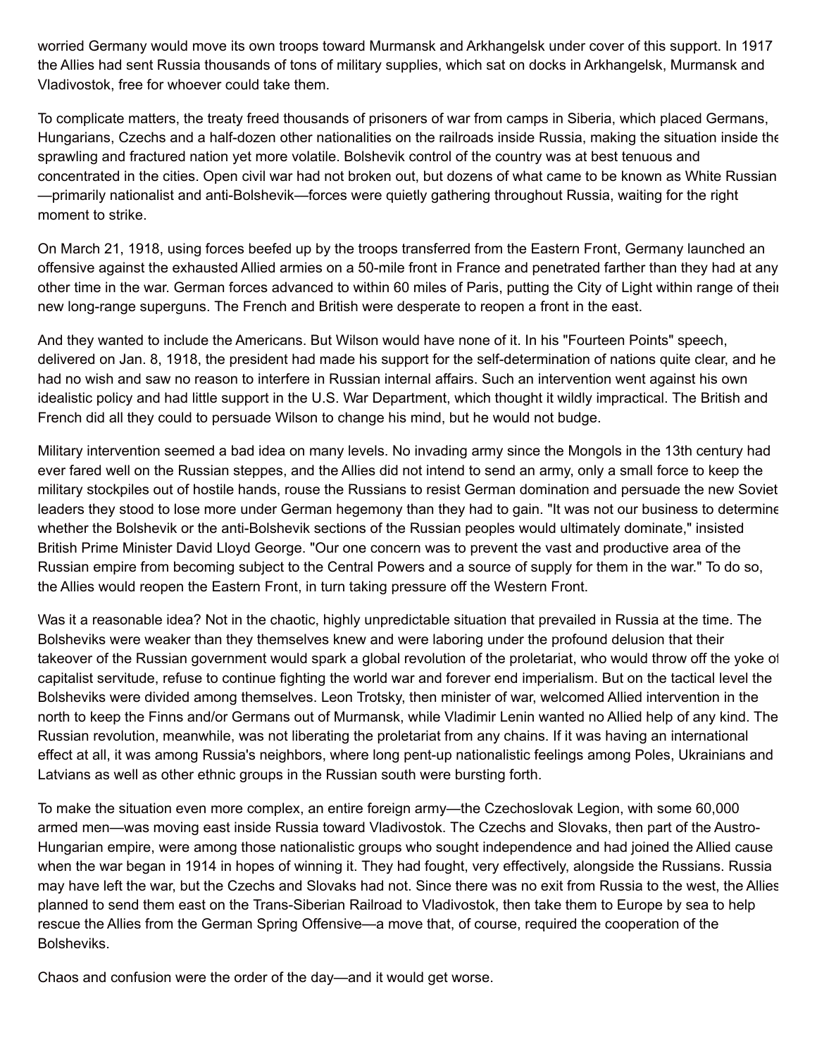worried Germany would move its own troops toward Murmansk and Arkhangelsk under cover of this support. In 1917 the Allies had sent Russia thousands of tons of military supplies, which sat on docks in Arkhangelsk, Murmansk and Vladivostok, free for whoever could take them.

To complicate matters, the treaty freed thousands of prisoners of war from camps in Siberia, which placed Germans, Hungarians, Czechs and a half-dozen other nationalities on the railroads inside Russia, making the situation inside the sprawling and fractured nation yet more volatile. Bolshevik control of the country was at best tenuous and concentrated in the cities. Open civil war had not broken out, but dozens of what came to be known as White Russian—primarily nationalist and anti-Bolshevik—forces were quietly gathering throughout Russia, waiting for the right moment to strike.

On March 21, 1918, using forces beefed up by the troops transferred from the Eastern Front, Germany launched an offensive against the exhausted Allied armies on a 50-mile front in France and penetrated farther than they had at any other time in the war. German forces advanced to within 60 miles of Paris, putting the City of Light within range of their new long-range superguns. The French and British were desperate to reopen a front in the east.

And they wanted to include the Americans. But Wilson would have none of it. In his "Fourteen Points" speech, delivered on Jan. 8, 1918, the president had made his support for the self-determination of nations quite clear, and he had no wish and saw no reason to interfere in Russian internal affairs. Such an intervention went against his own idealistic policy and had little support in the U.S. War Department, which thought it wildly impractical. The British and French did all they could to persuade Wilson to change his mind, but he would not budge.

Military intervention seemed a bad idea on many levels. No invading army since the Mongols in the 13th century had ever fared well on the Russian steppes, and the Allies did not intend to send an army, only a small force to keep the military stockpiles out of hostile hands, rouse the Russians to resist German domination and persuade the new Soviet leaders they stood to lose more under German hegemony than they had to gain. "It was not our business to determine whether the Bolshevik or the anti-Bolshevik sections of the Russian peoples would ultimately dominate," insisted British Prime Minister David Lloyd George. "Our one concern was to prevent the vast and productive area of the Russian empire from becoming subject to the Central Powers and a source of supply for them in the war." To do so, the Allies would reopen the Eastern Front, in turn taking pressure off the Western Front.

Was it a reasonable idea? Not in the chaotic, highly unpredictable situation that prevailed in Russia at the time. The Bolsheviks were weaker than they themselves knew and were laboring under the profound delusion that their takeover of the Russian government would spark a global revolution of the proletariat, who would throw off the yoke of capitalist servitude, refuse to continue fighting the world war and forever end imperialism. But on the tactical level the Bolsheviks were divided among themselves. Leon Trotsky, then minister of war, welcomed Allied intervention in the north to keep the Finns and/or Germans out of Murmansk, while Vladimir Lenin wanted no Allied help of any kind. The Russian revolution, meanwhile, was not liberating the proletariat from any chains. If it was having an international effect at all, it was among Russia's neighbors, where long pent-up nationalistic feelings among Poles, Ukrainians and Latvians as well as other ethnic groups in the Russian south were bursting forth.

To make the situation even more complex, an entire foreign army—the Czechoslovak Legion, with some 60,000 armed men—was moving east inside Russia toward Vladivostok. The Czechs and Slovaks, then part of the Austro-Hungarian empire, were among those nationalistic groups who sought independence and had joined the Allied cause when the war began in 1914 in hopes of winning it. They had fought, very effectively, alongside the Russians. Russia may have left the war, but the Czechs and Slovaks had not. Since there was no exit from Russia to the west, the Allies planned to send them east on the Trans-Siberian Railroad to Vladivostok, then take them to Europe by sea to help rescue the Allies from the German Spring Offensive—a move that, of course, required the cooperation of the Bolsheviks.

Chaos and confusion were the order of the day—and it would get worse.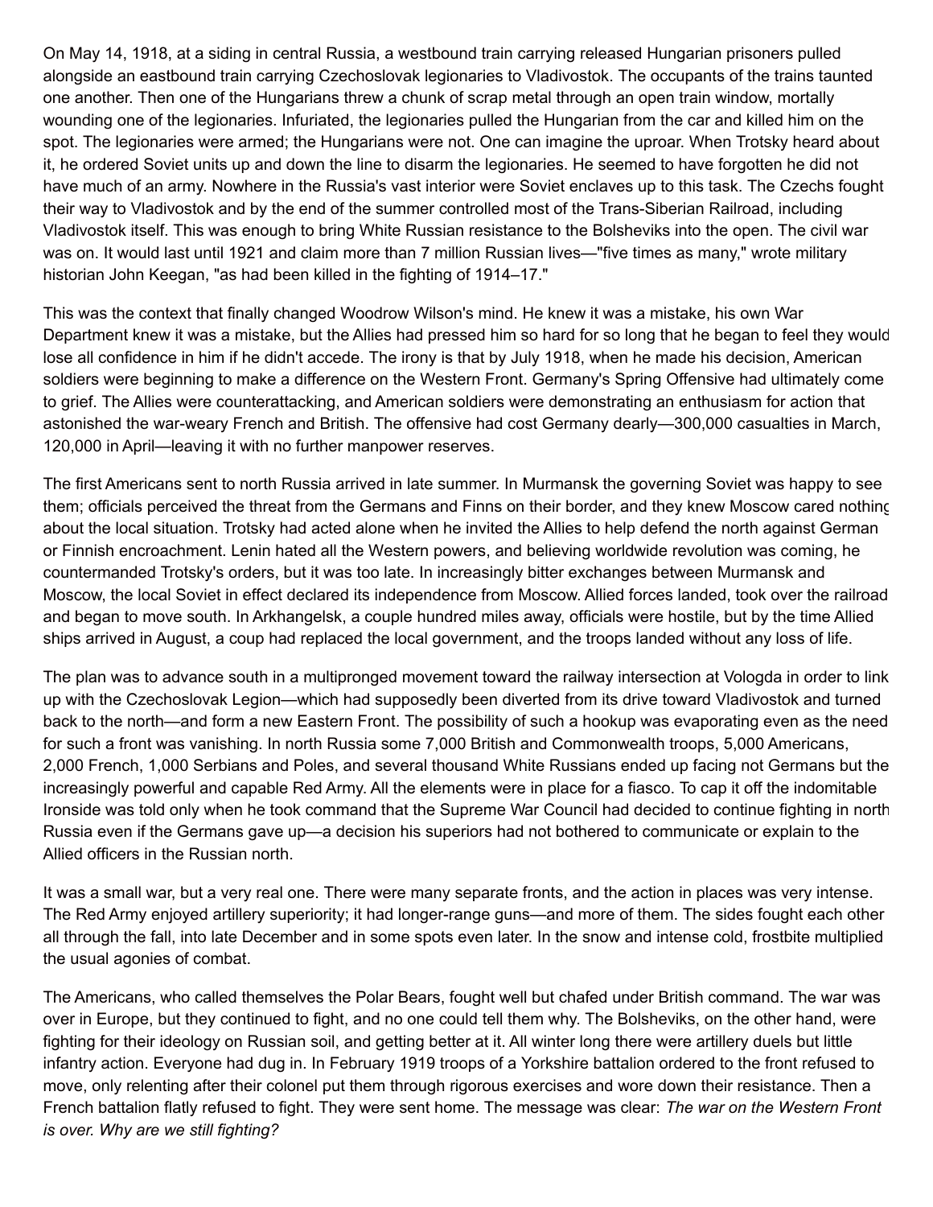On May 14, 1918, at a siding in central Russia, a westbound train carrying released Hungarian prisoners pulled alongside an eastbound train carrying Czechoslovak legionaries to Vladivostok. The occupants of the trains taunted one another. Then one of the Hungarians threw a chunk of scrap metal through an open train window, mortally wounding one of the legionaries. Infuriated, the legionaries pulled the Hungarian from the car and killed him on the spot. The legionaries were armed; the Hungarians were not. One can imagine the uproar. When Trotsky heard about it, he ordered Soviet units up and down the line to disarm the legionaries. He seemed to have forgotten he did not have much of an army. Nowhere in the Russia's vast interior were Soviet enclaves up to this task. The Czechs fought their way to Vladivostok and by the end of the summer controlled most of the Trans-Siberian Railroad, including Vladivostok itself. This was enough to bring White Russian resistance to the Bolsheviks into the open. The civil war was on. It would last until 1921 and claim more than 7 million Russian lives—"five times as many," wrote military historian John Keegan, "as had been killed in the fighting of 1914–17."

This was the context that finally changed Woodrow Wilson's mind. He knew it was a mistake, his own War Department knew it was a mistake, but the Allies had pressed him so hard for so long that he began to feel they would lose all confidence in him if he didn't accede. The irony is that by July 1918, when he made his decision, American soldiers were beginning to make a difference on the Western Front. Germany's Spring Offensive had ultimately come to grief. The Allies were counterattacking, and American soldiers were demonstrating an enthusiasm for action that astonished the war-weary French and British. The offensive had cost Germany dearly—300,000 casualties in March, 120,000 in April—leaving it with no further manpower reserves.

The first Americans sent to north Russia arrived in late summer. In Murmansk the governing Soviet was happy to see them; officials perceived the threat from the Germans and Finns on their border, and they knew Moscow cared nothing about the local situation. Trotsky had acted alone when he invited the Allies to help defend the north against German or Finnish encroachment. Lenin hated all the Western powers, and believing worldwide revolution was coming, he countermanded Trotsky's orders, but it was too late. In increasingly bitter exchanges between Murmansk and Moscow, the local Soviet in effect declared its independence from Moscow. Allied forces landed, took over the railroad and began to move south. In Arkhangelsk, a couple hundred miles away, officials were hostile, but by the time Allied ships arrived in August, a coup had replaced the local government, and the troops landed without any loss of life.

The plan was to advance south in a multipronged movement toward the railway intersection at Vologda in order to link up with the Czechoslovak Legion—which had supposedly been diverted from its drive toward Vladivostok and turned back to the north—and form a new Eastern Front. The possibility of such a hookup was evaporating even as the need for such a front was vanishing. In north Russia some 7,000 British and Commonwealth troops, 5,000 Americans, 2,000 French, 1,000 Serbians and Poles, and several thousand White Russians ended up facing not Germans but the increasingly powerful and capable Red Army. All the elements were in place for a fiasco. To cap it off the indomitable Ironside was told only when he took command that the Supreme War Council had decided to continue fighting in north Russia even if the Germans gave up—a decision his superiors had not bothered to communicate or explain to the Allied officers in the Russian north.

It was a small war, but a very real one. There were many separate fronts, and the action in places was very intense. The Red Army enjoyed artillery superiority; it had longer-range guns—and more of them. The sides fought each other all through the fall, into late December and in some spots even later. In the snow and intense cold, frostbite multiplied the usual agonies of combat.

The Americans, who called themselves the Polar Bears, fought well but chafed under British command. The war was over in Europe, but they continued to fight, and no one could tell them why. The Bolsheviks, on the other hand, were fighting for their ideology on Russian soil, and getting better at it. All winter long there were artillery duels but little infantry action. Everyone had dug in. In February 1919 troops of a Yorkshire battalion ordered to the front refused to move, only relenting after their colonel put them through rigorous exercises and wore down their resistance. Then a French battalion flatly refused to fight. They were sent home. The message was clear: *The war on the Western Front is over. Why are we still fighting?*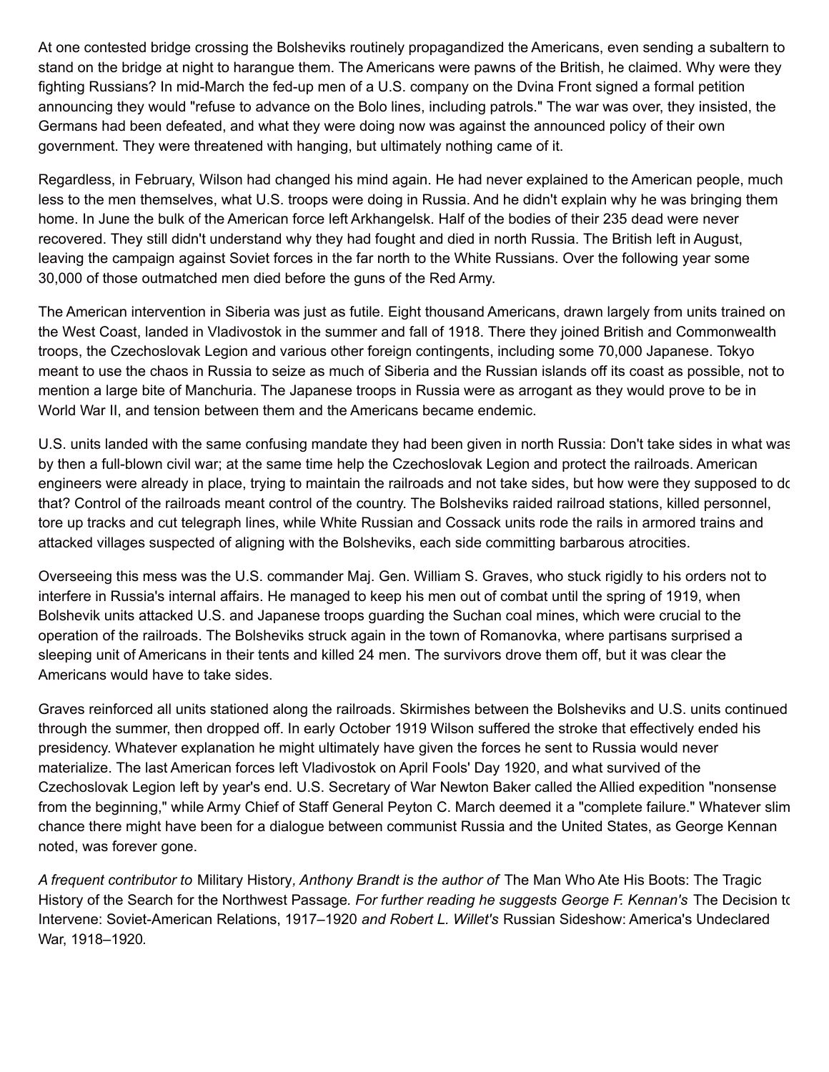At one contested bridge crossing the Bolsheviks routinely propagandized the Americans, even sending a subaltern to stand on the bridge at night to harangue them. The Americans were pawns of the British, he claimed. Why were they fighting Russians? In mid-March the fed-up men of a U.S. company on the Dvina Front signed a formal petition announcing they would "refuse to advance on the Bolo lines, including patrols." The war was over, they insisted, the Germans had been defeated, and what they were doing now was against the announced policy of their own government. They were threatened with hanging, but ultimately nothing came of it.

Regardless, in February, Wilson had changed his mind again. He had never explained to the American people, much less to the men themselves, what U.S. troops were doing in Russia. And he didn't explain why he was bringing them home. In June the bulk of the American force left Arkhangelsk. Half of the bodies of their 235 dead were never recovered. They still didn't understand why they had fought and died in north Russia. The British left in August, leaving the campaign against Soviet forces in the far north to the White Russians. Over the following year some 30,000 of those outmatched men died before the guns of the Red Army.

The American intervention in Siberia was just as futile. Eight thousand Americans, drawn largely from units trained on the West Coast, landed in Vladivostok in the summer and fall of 1918. There they joined British and Commonwealth troops, the Czechoslovak Legion and various other foreign contingents, including some 70,000 Japanese. Tokyo meant to use the chaos in Russia to seize as much of Siberia and the Russian islands off its coast as possible, not to mention a large bite of Manchuria. The Japanese troops in Russia were as arrogant as they would prove to be in World War II, and tension between them and the Americans became endemic.

U.S. units landed with the same confusing mandate they had been given in north Russia: Don't take sides in what was by then a full-blown civil war; at the same time help the Czechoslovak Legion and protect the railroads. American engineers were already in place, trying to maintain the railroads and not take sides, but how were they supposed to do that? Control of the railroads meant control of the country. The Bolsheviks raided railroad stations, killed personnel, tore up tracks and cut telegraph lines, while White Russian and Cossack units rode the rails in armored trains and attacked villages suspected of aligning with the Bolsheviks, each side committing barbarous atrocities.

Overseeing this mess was the U.S. commander Maj. Gen. William S. Graves, who stuck rigidly to his orders not to interfere in Russia's internal affairs. He managed to keep his men out of combat until the spring of 1919, when Bolshevik units attacked U.S. and Japanese troops guarding the Suchan coal mines, which were crucial to the operation of the railroads. The Bolsheviks struck again in the town of Romanovka, where partisans surprised a sleeping unit of Americans in their tents and killed 24 men. The survivors drove them off, but it was clear the Americans would have to take sides.

Graves reinforced all units stationed along the railroads. Skirmishes between the Bolsheviks and U.S. units continued through the summer, then dropped off. In early October 1919 Wilson suffered the stroke that effectively ended his presidency. Whatever explanation he might ultimately have given the forces he sent to Russia would never materialize. The last American forces left Vladivostok on April Fools' Day 1920, and what survived of the Czechoslovak Legion left by year's end. U.S. Secretary of War Newton Baker called the Allied expedition "nonsense from the beginning," while Army Chief of Staff General Peyton C. March deemed it a "complete failure." Whatever slim chance there might have been for a dialogue between communist Russia and the United States, as George Kennan noted, was forever gone.

*A frequent contributor to* Military History*, Anthony Brandt is the author of* The Man Who Ate His Boots: The Tragic History of the Search for the Northwest Passage*. For further reading he suggests George F. Kennan's* The Decision to Intervene: Soviet-American Relations, 1917–1920 *and Robert L. Willet's* Russian Sideshow: America's Undeclared War, 1918–1920*.*